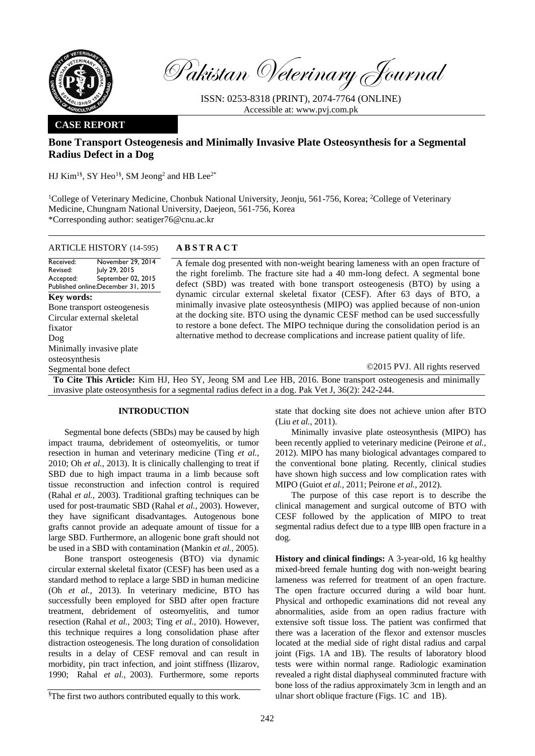# Pakistan Veterinary Journal

ISSN: 0253-8318 (PRINT), 2074-7764 (ONLINE)
Accessible at: www.pvj.com.pk

**CASE REPORT**

## Bone Transport Osteogenesis and Minimally Invasive Plate Osteosynthesis for a Segmental Radius Defect in a Dog

HJ Kim[1§], SY Heo[1§], SM Jeong[2] and HB Lee[2*]

[1]College of Veterinary Medicine, Chonbuk National University, Jeonju, 561-756, Korea; [2]College of Veterinary Medicine, Chungnam National University, Daejeon, 561-756, Korea
*Corresponding author: seatiger76@cnu.ac.kr

**ARTICLE HISTORY** (14-595)

Received: November 29, 2014
Revised: July 29, 2015
Accepted: September 02, 2015
Published online: December 31, 2015

**Key words:**
Bone transport osteogenesis
Circular external skeletal fixator
Dog
Minimally invasive plate osteosynthesis
Segmental bone defect

**ABSTRACT**

A female dog presented with non-weight bearing lameness with an open fracture of the right forelimb. The fracture site had a 40 mm-long defect. A segmental bone defect (SBD) was treated with bone transport osteogenesis (BTO) by using a dynamic circular external skeletal fixator (CESF). After 63 days of BTO, a minimally invasive plate osteosynthesis (MIPO) was applied because of non-union at the docking site. BTO using the dynamic CESF method can be used successfully to restore a bone defect. The MIPO technique during the consolidation period is an alternative method to decrease complications and increase patient quality of life.

©2015 PVJ. All rights reserved

**To Cite This Article:** Kim HJ, Heo SY, Jeong SM and Lee HB, 2016. Bone transport osteogenesis and minimally invasive plate osteosynthesis for a segmental radius defect in a dog. Pak Vet J, 36(2): 242-244.

## INTRODUCTION

Segmental bone defects (SBDs) may be caused by high impact trauma, debridement of osteomyelitis, or tumor resection in human and veterinary medicine (Ting *et al.,* 2010; Oh *et al.,* 2013). It is clinically challenging to treat if SBD due to high impact trauma in a limb because soft tissue reconstruction and infection control is required (Rahal *et al.,* 2003). Traditional grafting techniques can be used for post-traumatic SBD (Rahal *et al.,* 2003). However, they have significant disadvantages. Autogenous bone grafts cannot provide an adequate amount of tissue for a large SBD. Furthermore, an allogenic bone graft should not be used in a SBD with contamination (Mankin *et al.,* 2005).

Bone transport osteogenesis (BTO) via dynamic circular external skeletal fixator (CESF) has been used as a standard method to replace a large SBD in human medicine (Oh *et al.,* 2013). In veterinary medicine, BTO has successfully been employed for SBD after open fracture treatment, debridement of osteomyelitis, and tumor resection (Rahal *et al.,* 2003; Ting *et al.,* 2010). However, this technique requires a long consolidation phase after distraction osteogenesis. The long duration of consolidation results in a delay of CESF removal and can result in morbidity, pin tract infection, and joint stiffness (Ilizarov, 1990; Rahal *et al.,* 2003). Furthermore, some reports state that docking site does not achieve union after BTO (Liu *et al.,* 2011).

Minimally invasive plate osteosynthesis (MIPO) has been recently applied to veterinary medicine (Peirone *et al.,* 2012). MIPO has many biological advantages compared to the conventional bone plating. Recently, clinical studies have shown high success and low complication rates with MIPO (Guiot *et al.,* 2011; Peirone *et al.,* 2012).

The purpose of this case report is to describe the clinical management and surgical outcome of BTO with CESF followed by the application of MIPO to treat segmental radius defect due to a type IIIB open fracture in a dog.

**History and clinical findings:** A 3-year-old, 16 kg healthy mixed-breed female hunting dog with non-weight bearing lameness was referred for treatment of an open fracture. The open fracture occurred during a wild boar hunt. Physical and orthopedic examinations did not reveal any abnormalities, aside from an open radius fracture with extensive soft tissue loss. The patient was confirmed that there was a laceration of the flexor and extensor muscles located at the medial side of right distal radius and carpal joint (Figs. 1A and 1B). The results of laboratory blood tests were within normal range. Radiologic examination revealed a right distal diaphyseal comminuted fracture with bone loss of the radius approximately 3cm in length and an ulnar short oblique fracture (Figs. 1C and 1B).

[§]The first two authors contributed equally to this work.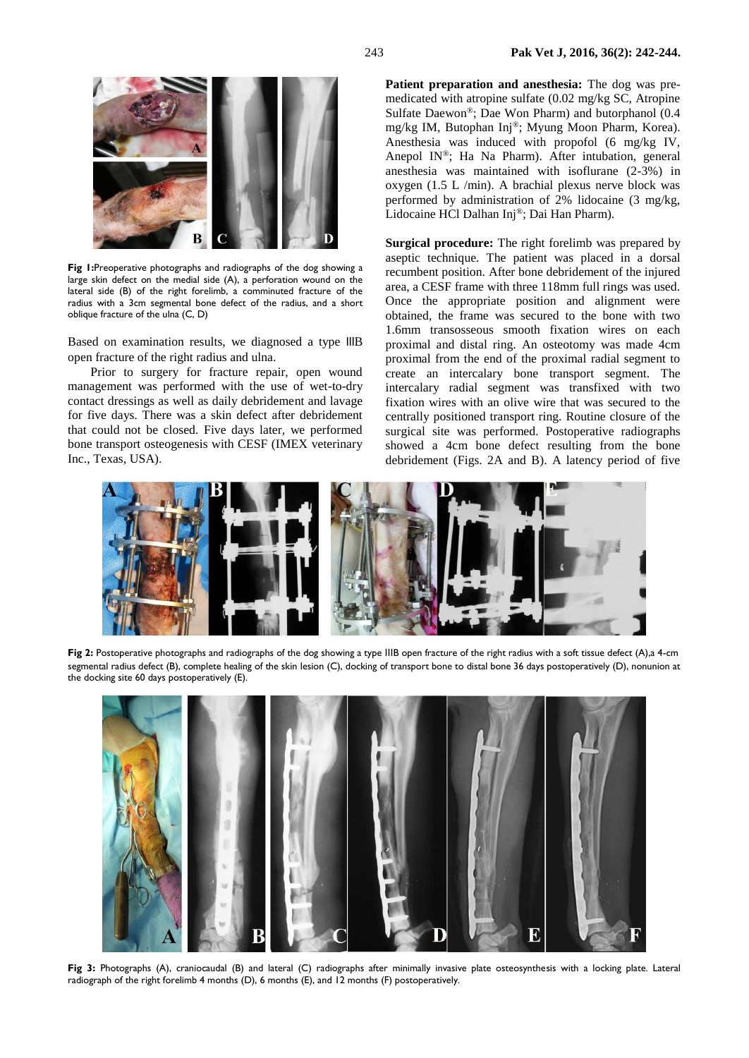Fig 1: Preoperative photographs and radiographs of the dog showing a large skin defect on the medial side (A), a perforation wound on the lateral side (B) of the right forelimb, a comminuted fracture of the radius with a 3cm segmental bone defect of the radius, and a short oblique fracture of the ulna (C, D)

Based on examination results, we diagnosed a type IIIB open fracture of the right radius and ulna.

Prior to surgery for fracture repair, open wound management was performed with the use of wet-to-dry contact dressings as well as daily debridement and lavage for five days. There was a skin defect after debridement that could not be closed. Five days later, we performed bone transport osteogenesis with CESF (IMEX veterinary Inc., Texas, USA).

**Patient preparation and anesthesia:** The dog was pre-medicated with atropine sulfate (0.02 mg/kg SC, Atropine Sulfate Daewon®; Dae Won Pharm) and butorphanol (0.4 mg/kg IM, Butophan Inj®; Myung Moon Pharm, Korea). Anesthesia was induced with propofol (6 mg/kg IV, Anepol IN®; Ha Na Pharm). After intubation, general anesthesia was maintained with isoflurane (2-3%) in oxygen (1.5 L /min). A brachial plexus nerve block was performed by administration of 2% lidocaine (3 mg/kg, Lidocaine HCl Dalhan Inj®; Dai Han Pharm).

**Surgical procedure:** The right forelimb was prepared by aseptic technique. The patient was placed in a dorsal recumbent position. After bone debridement of the injured area, a CESF frame with three 118mm full rings was used. Once the appropriate position and alignment were obtained, the frame was secured to the bone with two 1.6mm transosseous smooth fixation wires on each proximal and distal ring. An osteotomy was made 4cm proximal from the end of the proximal radial segment to create an intercalary bone transport segment. The intercalary radial segment was transfixed with two fixation wires with an olive wire that was secured to the centrally positioned transport ring. Routine closure of the surgical site was performed. Postoperative radiographs showed a 4cm bone defect resulting from the bone debridement (Figs. 2A and B). A latency period of five

Fig 2: Postoperative photographs and radiographs of the dog showing a type IIIB open fracture of the right radius with a soft tissue defect (A),a 4-cm segmental radius defect (B), complete healing of the skin lesion (C), docking of transport bone to distal bone 36 days postoperatively (D), nonunion at the docking site 60 days postoperatively (E).

Fig 3: Photographs (A), craniocaudal (B) and lateral (C) radiographs after minimally invasive plate osteosynthesis with a locking plate. Lateral radiograph of the right forelimb 4 months (D), 6 months (E), and 12 months (F) postoperatively.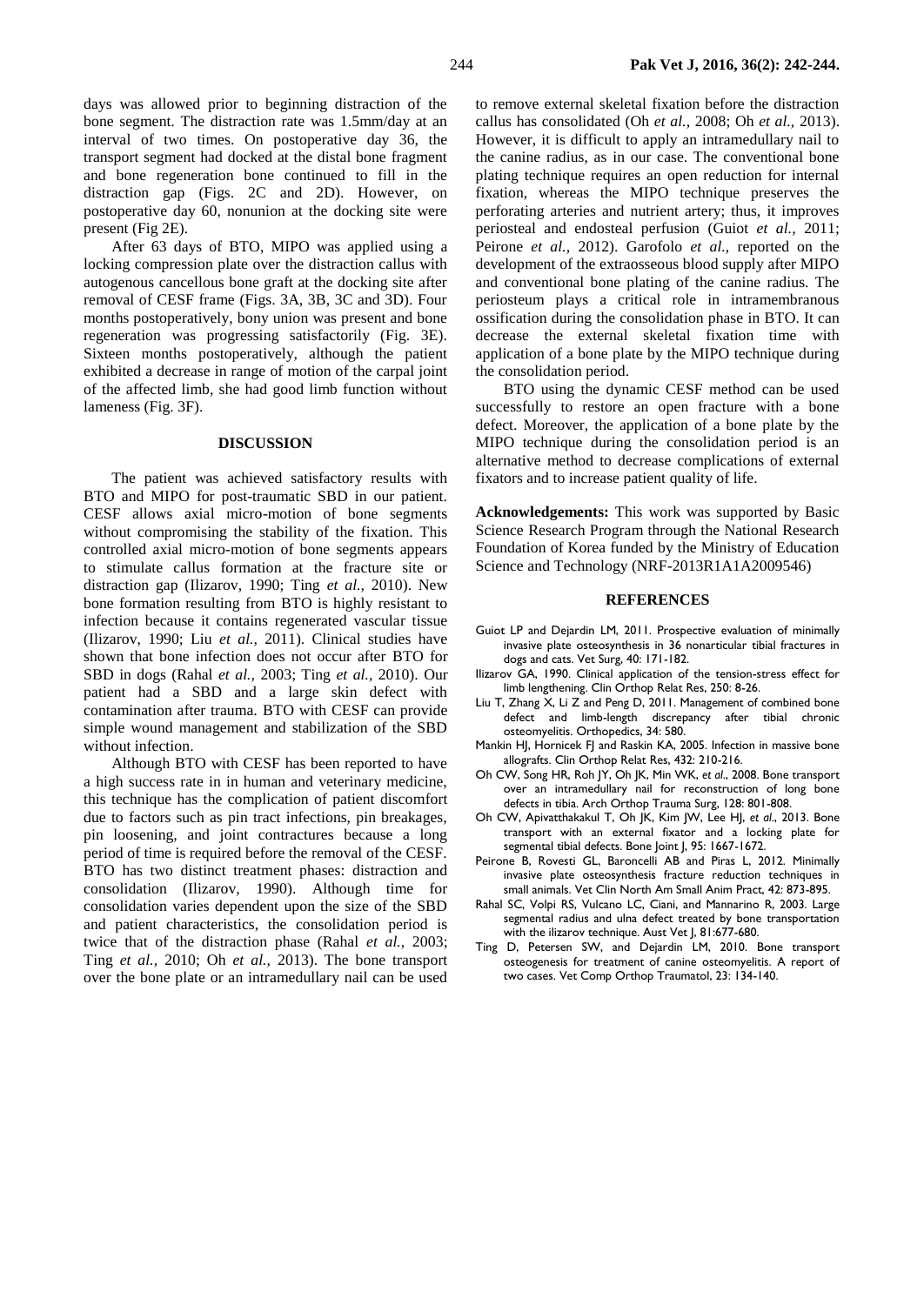days was allowed prior to beginning distraction of the bone segment. The distraction rate was 1.5mm/day at an interval of two times. On postoperative day 36, the transport segment had docked at the distal bone fragment and bone regeneration bone continued to fill in the distraction gap (Figs. 2C and 2D). However, on postoperative day 60, nonunion at the docking site were present (Fig 2E).

After 63 days of BTO, MIPO was applied using a locking compression plate over the distraction callus with autogenous cancellous bone graft at the docking site after removal of CESF frame (Figs. 3A, 3B, 3C and 3D). Four months postoperatively, bony union was present and bone regeneration was progressing satisfactorily (Fig. 3E). Sixteen months postoperatively, although the patient exhibited a decrease in range of motion of the carpal joint of the affected limb, she had good limb function without lameness (Fig. 3F).

## DISCUSSION

The patient was achieved satisfactory results with BTO and MIPO for post-traumatic SBD in our patient. CESF allows axial micro-motion of bone segments without compromising the stability of the fixation. This controlled axial micro-motion of bone segments appears to stimulate callus formation at the fracture site or distraction gap (Ilizarov, 1990; Ting *et al.,* 2010). New bone formation resulting from BTO is highly resistant to infection because it contains regenerated vascular tissue (Ilizarov, 1990; Liu *et al.,* 2011). Clinical studies have shown that bone infection does not occur after BTO for SBD in dogs (Rahal *et al.,* 2003; Ting *et al.,* 2010). Our patient had a SBD and a large skin defect with contamination after trauma. BTO with CESF can provide simple wound management and stabilization of the SBD without infection.

Although BTO with CESF has been reported to have a high success rate in in human and veterinary medicine, this technique has the complication of patient discomfort due to factors such as pin tract infections, pin breakages, pin loosening, and joint contractures because a long period of time is required before the removal of the CESF. BTO has two distinct treatment phases: distraction and consolidation (Ilizarov, 1990). Although time for consolidation varies dependent upon the size of the SBD and patient characteristics, the consolidation period is twice that of the distraction phase (Rahal *et al.,* 2003; Ting *et al.,* 2010; Oh *et al.,* 2013). The bone transport over the bone plate or an intramedullary nail can be used to remove external skeletal fixation before the distraction callus has consolidated (Oh *et al.,* 2008; Oh *et al.,* 2013). However, it is difficult to apply an intramedullary nail to the canine radius, as in our case. The conventional bone plating technique requires an open reduction for internal fixation, whereas the MIPO technique preserves the perforating arteries and nutrient artery; thus, it improves periosteal and endosteal perfusion (Guiot *et al.,* 2011; Peirone *et al.,* 2012). Garofolo *et al.,* reported on the development of the extraosseous blood supply after MIPO and conventional bone plating of the canine radius. The periosteum plays a critical role in intramembranous ossification during the consolidation phase in BTO. It can decrease the external skeletal fixation time with application of a bone plate by the MIPO technique during the consolidation period.

BTO using the dynamic CESF method can be used successfully to restore an open fracture with a bone defect. Moreover, the application of a bone plate by the MIPO technique during the consolidation period is an alternative method to decrease complications of external fixators and to increase patient quality of life.

**Acknowledgements:** This work was supported by Basic Science Research Program through the National Research Foundation of Korea funded by the Ministry of Education Science and Technology (NRF-2013R1A1A2009546)

## REFERENCES

Guiot LP and Dejardin LM, 2011. Prospective evaluation of minimally invasive plate osteosynthesis in 36 nonarticular tibial fractures in dogs and cats. Vet Surg, 40: 171-182.

Ilizarov GA, 1990. Clinical application of the tension-stress effect for limb lengthening. Clin Orthop Relat Res, 250: 8-26.

Liu T, Zhang X, Li Z and Peng D, 2011. Management of combined bone defect and limb-length discrepancy after tibial chronic osteomyelitis. Orthopedics, 34: 580.

Mankin HJ, Hornicek FJ and Raskin KA, 2005. Infection in massive bone allografts. Clin Orthop Relat Res, 432: 210-216.

Oh CW, Song HR, Roh JY, Oh JK, Min WK, *et al*., 2008. Bone transport over an intramedullary nail for reconstruction of long bone defects in tibia. Arch Orthop Trauma Surg, 128: 801-808.

Oh CW, Apivatthakakul T, Oh JK, Kim JW, Lee HJ, *et al*., 2013. Bone transport with an external fixator and a locking plate for segmental tibial defects. Bone Joint J, 95: 1667-1672.

Peirone B, Rovesti GL, Baroncelli AB and Piras L, 2012. Minimally invasive plate osteosynthesis fracture reduction techniques in small animals. Vet Clin North Am Small Anim Pract, 42: 873-895.

Rahal SC, Volpi RS, Vulcano LC, Ciani, and Mannarino R, 2003. Large segmental radius and ulna defect treated by bone transportation with the ilizarov technique. Aust Vet J, 81:677-680.

Ting D, Petersen SW, and Dejardin LM, 2010. Bone transport osteogenesis for treatment of canine osteomyelitis. A report of two cases. Vet Comp Orthop Traumatol, 23: 134-140.